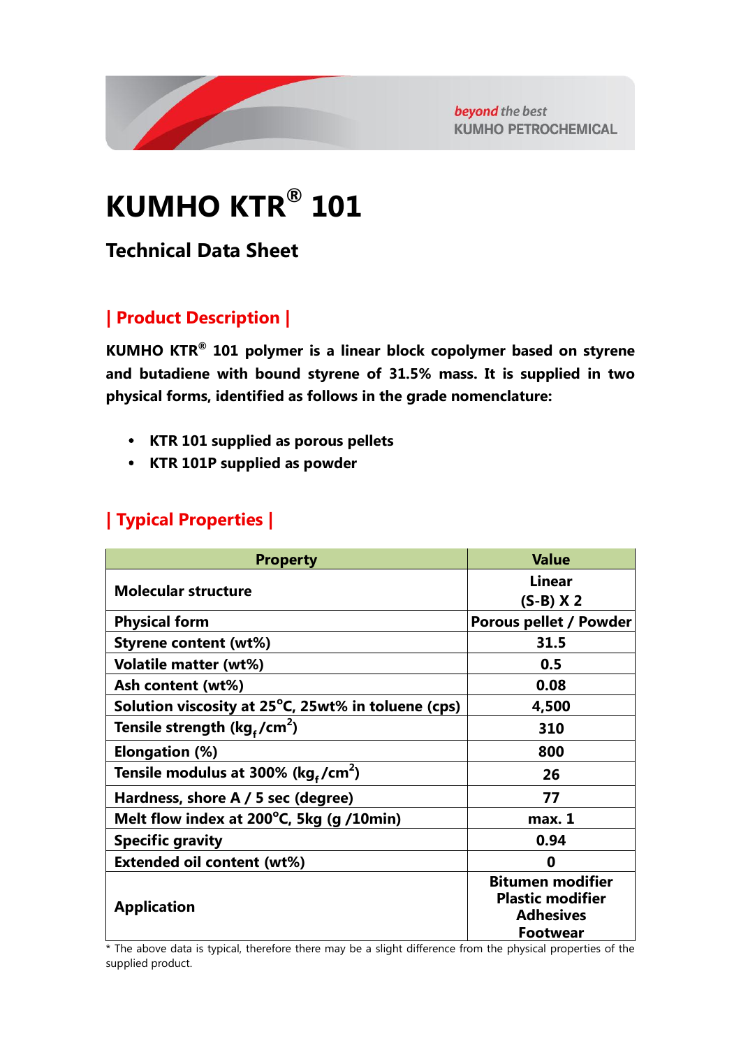# KUMHO KTR® 101

## Technical Data Sheet

### | Product Description |

**KUMHO KTR® 101 polymer is a linear block copolymer based on styrene and butadiene with bound styrene of 31.5% mass. It is supplied in two physical forms, identified as follows in the grade nomenclature:**

- **KTR 101 supplied as porous pellets**
- **KTR 101P supplied as powder**

### | Typical Properties |

| Property | Value |
|---|---|
| **Molecular structure** | **Linear (S-B) X 2** |
| **Physical form** | **Porous pellet / Powder** |
| **Styrene content (wt%)** | **31.5** |
| **Volatile matter (wt%)** | **0.5** |
| **Ash content (wt%)** | **0.08** |
| **Solution viscosity at 25°C, 25wt% in toluene (cps)** | **4,500** |
| **Tensile strength ($kg_f/cm^2$)** | **310** |
| **Elongation (%)** | **800** |
| **Tensile modulus at 300% ($kg_f/cm^2$)** | **26** |
| **Hardness, shore A / 5 sec (degree)** | **77** |
| **Melt flow index at 200°C, 5kg (g /10min)** | **max. 1** |
| **Specific gravity** | **0.94** |
| **Extended oil content (wt%)** | **0** |
| **Application** | **Bitumen modifier<br>Plastic modifier<br>Adhesives<br>Footwear** |

* The above data is typical, therefore there may be a slight difference from the physical properties of the supplied product.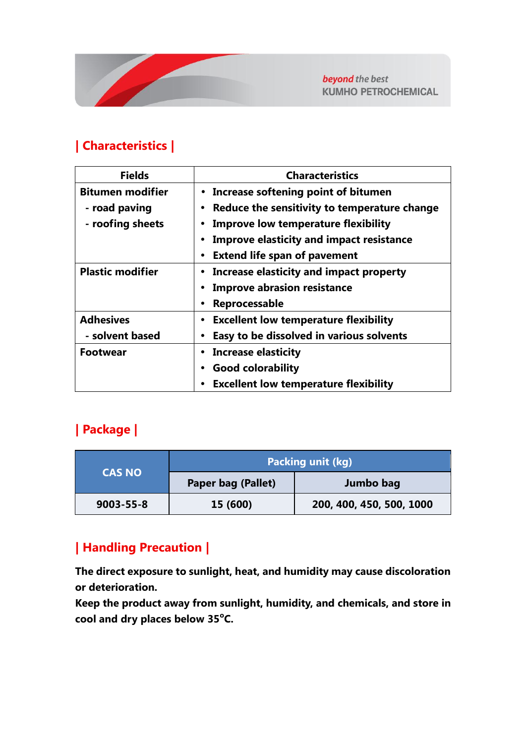## | Characteristics |

| Fields | Characteristics |
|---|---|
| **Bitumen modifier**<br>- road paving<br>- roofing sheets | • Increase softening point of bitumen<br>• Reduce the sensitivity to temperature change<br>• Improve low temperature flexibility<br>• Improve elasticity and impact resistance<br>• Extend life span of pavement |
| **Plastic modifier** | • Increase elasticity and impact property<br>• Improve abrasion resistance<br>• Reprocessable |
| **Adhesives**<br>- solvent based | • Excellent low temperature flexibility<br>• Easy to be dissolved in various solvents |
| **Footwear** | • Increase elasticity<br>• Good colorability<br>• Excellent low temperature flexibility |

## | Package |

| CAS NO | Packing unit (kg) | |
|---|---|---|
| | Paper bag (Pallet) | Jumbo bag |
| 9003-55-8 | 15 (600) | 200, 400, 450, 500, 1000 |

## | Handling Precaution |

**The direct exposure to sunlight, heat, and humidity may cause discoloration or deterioration.**
**Keep the product away from sunlight, humidity, and chemicals, and store in cool and dry places below 35°C.**